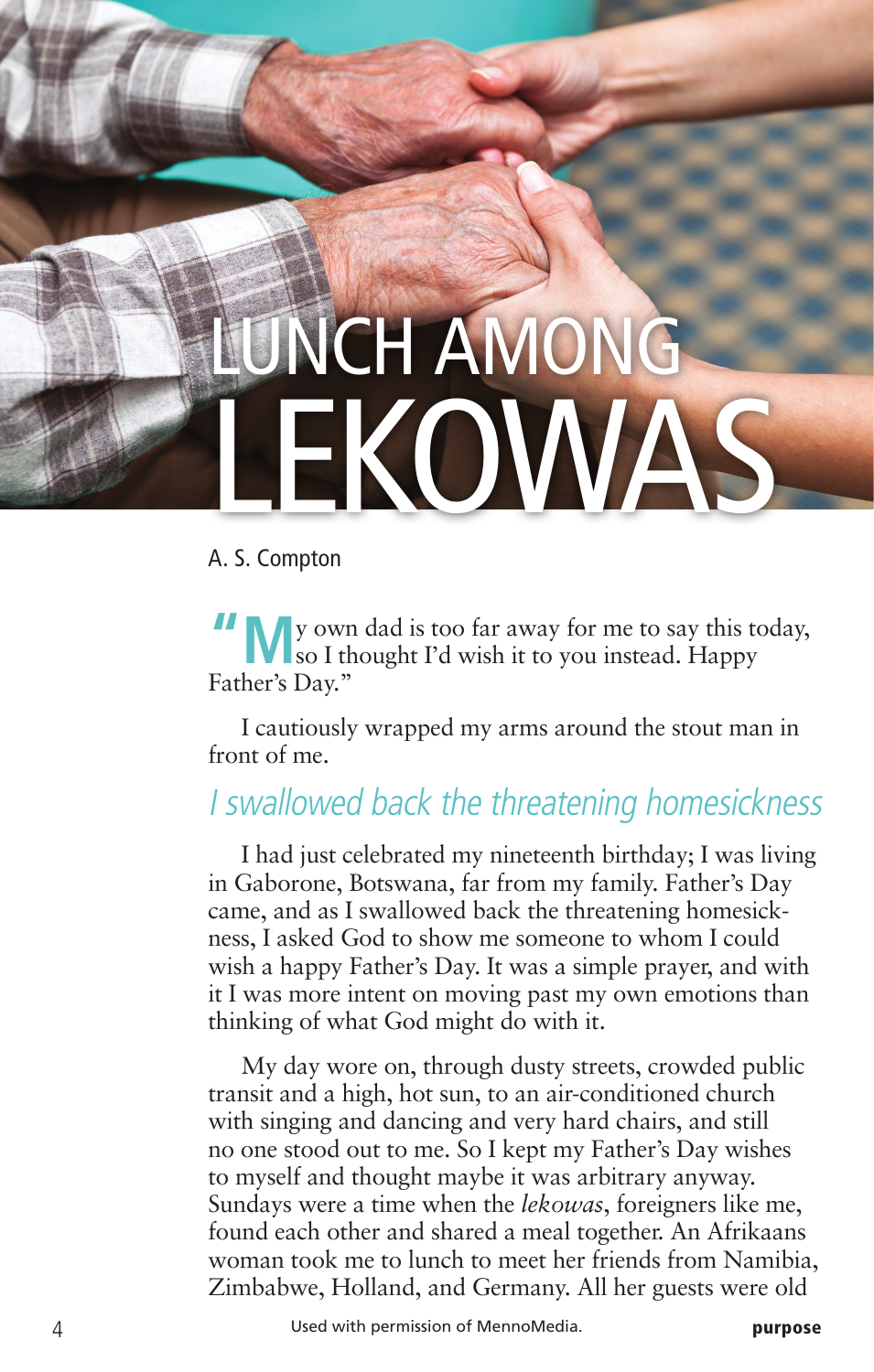# LUNCH AMONG LEKOWAS

A. S. Compton

"My own dad is too far away for me to say this today, so I thought I'd wish it to you instead. Happy Father's Day."

I cautiously wrapped my arms around the stout man in front of me.

*I swallowed back the threatening homesickness*

I had just celebrated my nineteenth birthday; I was living in Gaborone, Botswana, far from my family. Father's Day came, and as I swallowed back the threatening homesickness, I asked God to show me someone to whom I could wish a happy Father's Day. It was a simple prayer, and with it I was more intent on moving past my own emotions than thinking of what God might do with it.

My day wore on, through dusty streets, crowded public transit and a high, hot sun, to an air-conditioned church with singing and dancing and very hard chairs, and still no one stood out to me. So I kept my Father's Day wishes to myself and thought maybe it was arbitrary anyway. Sundays were a time when the *lekowas*, foreigners like me, found each other and shared a meal together. An Afrikaans woman took me to lunch to meet her friends from Namibia, Zimbabwe, Holland, and Germany. All her guests were old

Used with permission of MennoMedia.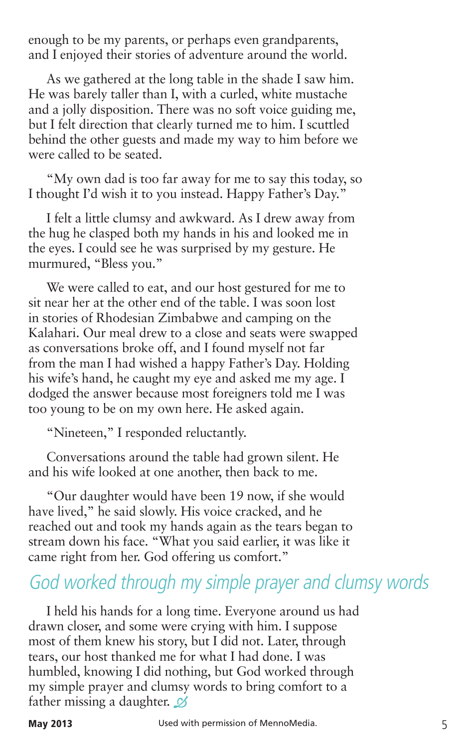enough to be my parents, or perhaps even grandparents, and I enjoyed their stories of adventure around the world.

As we gathered at the long table in the shade I saw him. He was barely taller than I, with a curled, white mustache and a jolly disposition. There was no soft voice guiding me, but I felt direction that clearly turned me to him. I scuttled behind the other guests and made my way to him before we were called to be seated.

"My own dad is too far away for me to say this today, so I thought I'd wish it to you instead. Happy Father's Day."

I felt a little clumsy and awkward. As I drew away from the hug he clasped both my hands in his and looked me in the eyes. I could see he was surprised by my gesture. He murmured, "Bless you."

We were called to eat, and our host gestured for me to sit near her at the other end of the table. I was soon lost in stories of Rhodesian Zimbabwe and camping on the Kalahari. Our meal drew to a close and seats were swapped as conversations broke off, and I found myself not far from the man I had wished a happy Father's Day. Holding his wife's hand, he caught my eye and asked me my age. I dodged the answer because most foreigners told me I was too young to be on my own here. He asked again.

"Nineteen," I responded reluctantly.

Conversations around the table had grown silent. He and his wife looked at one another, then back to me.

"Our daughter would have been 19 now, if she would have lived," he said slowly. His voice cracked, and he reached out and took my hands again as the tears began to stream down his face. "What you said earlier, it was like it came right from her. God offering us comfort."

## *God worked through my simple prayer and clumsy words*

I held his hands for a long time. Everyone around us had drawn closer, and some were crying with him. I suppose most of them knew his story, but I did not. Later, through tears, our host thanked me for what I had done. I was humbled, knowing I did nothing, but God worked through my simple prayer and clumsy words to bring comfort to a father missing a daughter.

Used with permission of MennoMedia.